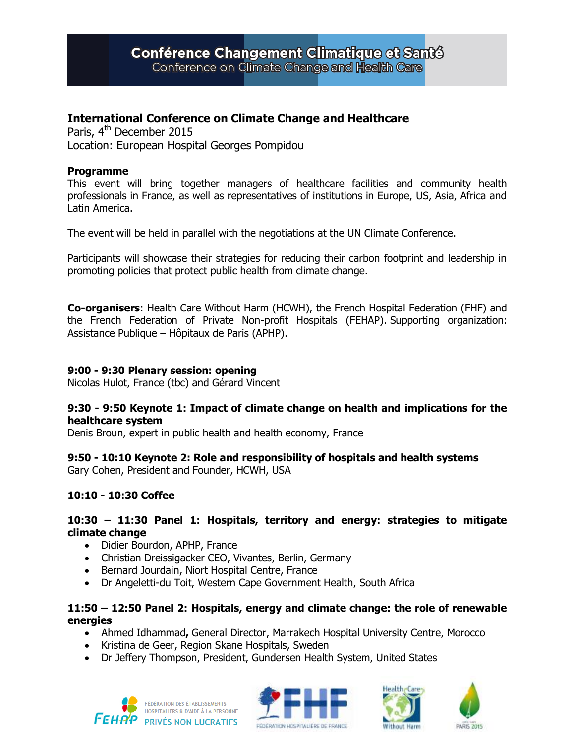# Conférence Changement Climatique et Santé

Conference on Climate Change and Health Care

## International Conference on Climate Change and Healthcare

Paris, 4th December 2015

Location: European Hospital Georges Pompidou

### Programme

This event will bring together managers of healthcare facilities and community health professionals in France, as well as representatives of institutions in Europe, US, Asia, Africa and Latin America.

The event will be held in parallel with the negotiations at the UN Climate Conference.

Participants will showcase their strategies for reducing their carbon footprint and leadership in promoting policies that protect public health from climate change.

**Co-organisers**: Health Care Without Harm (HCWH), the French Hospital Federation (FHF) and the French Federation of Private Non-profit Hospitals (FEHAP). Supporting organization: Assistance Publique – Hôpitaux de Paris (APHP).

**9:00 - 9:30 Plenary session: opening**

Nicolas Hulot, France (tbc) and Gérard Vincent

**9:30 - 9:50 Keynote 1: Impact of climate change on health and implications for the healthcare system**

Denis Broun, expert in public health and health economy, France

**9:50 - 10:10 Keynote 2: Role and responsibility of hospitals and health systems**

Gary Cohen, President and Founder, HCWH, USA

**10:10 - 10:30 Coffee**

**10:30 – 11:30 Panel 1: Hospitals, territory and energy: strategies to mitigate climate change**

- Didier Bourdon, APHP, France
- Christian Dreissigacker CEO, Vivantes, Berlin, Germany
- Bernard Jourdain, Niort Hospital Centre, France
- Dr Angeletti-du Toit, Western Cape Government Health, South Africa

**11:50 – 12:50 Panel 2: Hospitals, energy and climate change: the role of renewable energies**

- Ahmed Idhammad**,** General Director, Marrakech Hospital University Centre, Morocco
- Kristina de Geer, Region Skane Hospitals, Sweden
- Dr Jeffery Thompson, President, Gundersen Health System, United States

FÉDÉRATION DES ÉTABLISSEMENTS HOSPITALIERS & D'AIDE À LA PERSONNE FEHAP PRIVÉS NON LUCRATIFS

FHF FÉDÉRATION HOSPITALIÈRE DE FRANCE

Health Care Without Harm

PARIS 2015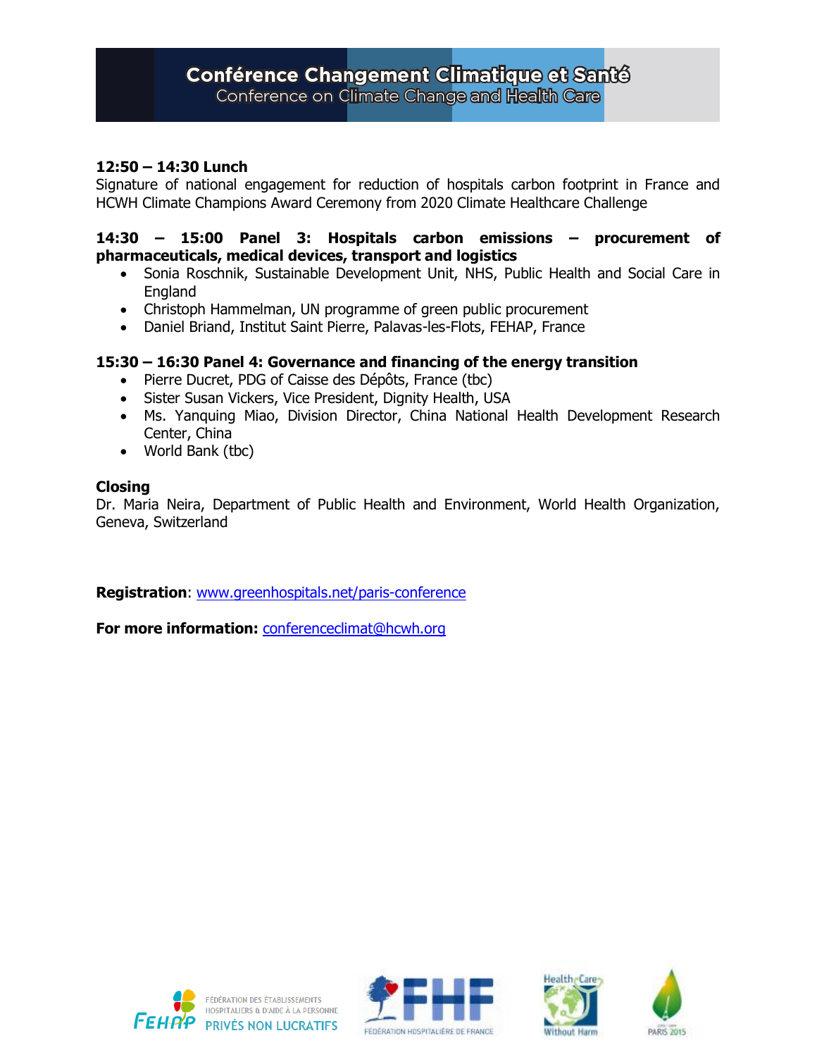**12:50 – 14:30 Lunch**

Signature of national engagement for reduction of hospitals carbon footprint in France and HCWH Climate Champions Award Ceremony from 2020 Climate Healthcare Challenge

**14:30 – 15:00 Panel 3: Hospitals carbon emissions – procurement of pharmaceuticals, medical devices, transport and logistics**

- Sonia Roschnik, Sustainable Development Unit, NHS, Public Health and Social Care in England
- Christoph Hammelman, UN programme of green public procurement
- Daniel Briand, Institut Saint Pierre, Palavas-les-Flots, FEHAP, France

**15:30 – 16:30 Panel 4: Governance and financing of the energy transition**

- Pierre Ducret, PDG of Caisse des Dépôts, France (tbc)
- Sister Susan Vickers, Vice President, Dignity Health, USA
- Ms. Yanquing Miao, Division Director, China National Health Development Research Center, China
- World Bank (tbc)

**Closing**

Dr. Maria Neira, Department of Public Health and Environment, World Health Organization, Geneva, Switzerland

**Registration**: www.greenhospitals.net/paris-conference

**For more information:** conferenceclimat@hcwh.org